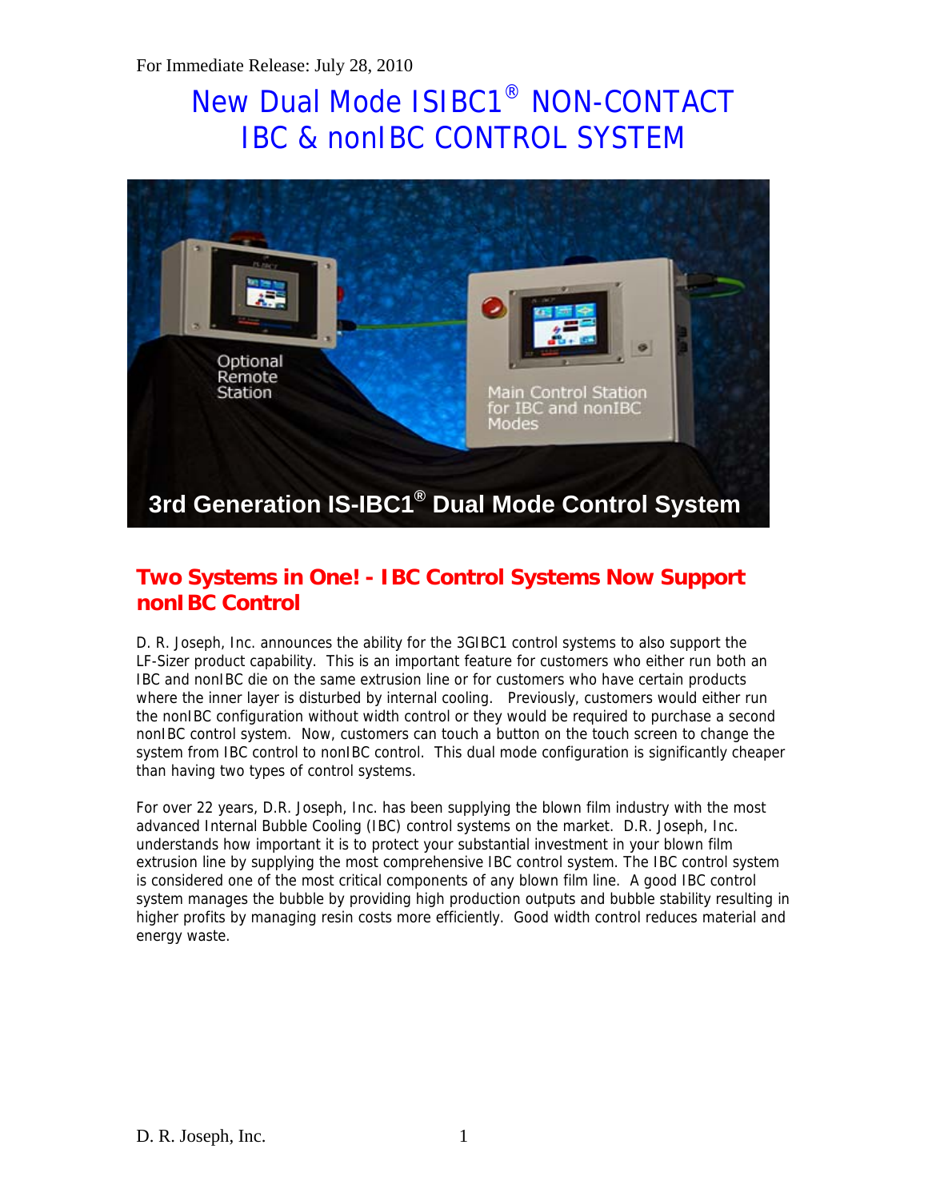For Immediate Release: July 28, 2010

# New Dual Mode ISIBC1® NON-CONTACT IBC & nonIBC CONTROL SYSTEM

## Two Systems in One! - IBC Control Systems Now Support nonIBC Control

D. R. Joseph, Inc. announces the ability for the 3GIBC1 control systems to also support the LF-Sizer product capability. This is an important feature for customers who either run both an IBC and nonIBC die on the same extrusion line or for customers who have certain products where the inner layer is disturbed by internal cooling. Previously, customers would either run the nonIBC configuration without width control or they would be required to purchase a second nonIBC control system. Now, customers can touch a button on the touch screen to change the system from IBC control to nonIBC control. This dual mode configuration is significantly cheaper than having two types of control systems.

For over 22 years, D.R. Joseph, Inc. has been supplying the blown film industry with the most advanced Internal Bubble Cooling (IBC) control systems on the market. D.R. Joseph, Inc. understands how important it is to protect your substantial investment in your blown film extrusion line by supplying the most comprehensive IBC control system. The IBC control system is considered one of the most critical components of any blown film line. A good IBC control system manages the bubble by providing high production outputs and bubble stability resulting in higher profits by managing resin costs more efficiently. Good width control reduces material and energy waste.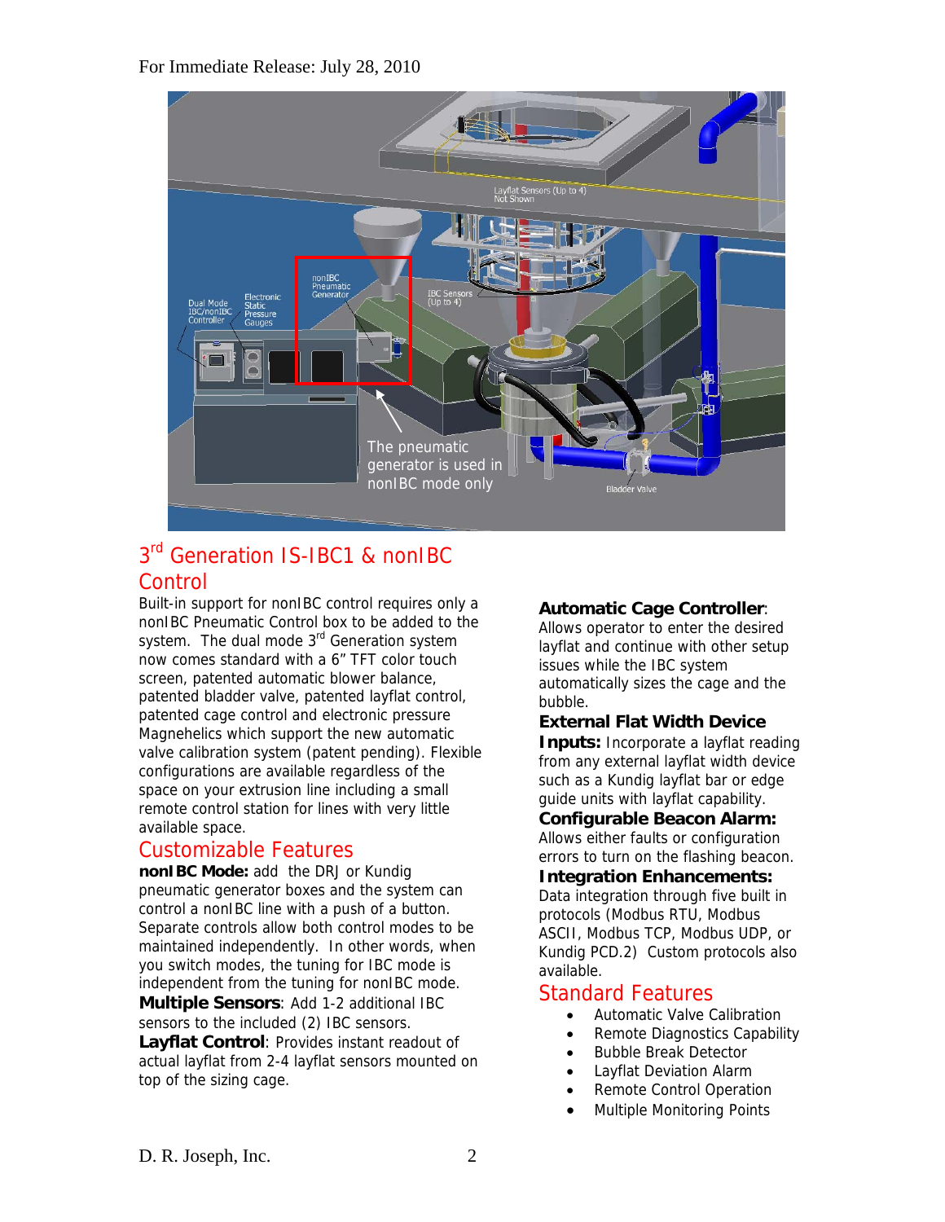For Immediate Release: July 28, 2010

Layflat Sensors (Up to 4) Not Shown

nonIBC Pneumatic Generator

IBC Sensors (Up to 4)

Dual Mode IBC/nonIBC Controller

Electronic Static Pressure Gauges

The pneumatic generator is used in nonIBC mode only

Bladder Valve

## 3rd Generation IS-IBC1 & nonIBC Control

Built-in support for nonIBC control requires only a nonIBC Pneumatic Control box to be added to the system. The dual mode 3rd Generation system now comes standard with a 6" TFT color touch screen, patented automatic blower balance, patented bladder valve, patented layflat control, patented cage control and electronic pressure Magnehelics which support the new automatic valve calibration system (patent pending). Flexible configurations are available regardless of the space on your extrusion line including a small remote control station for lines with very little available space.

## Customizable Features

**nonIBC Mode:** add the DRJ or Kundig pneumatic generator boxes and the system can control a nonIBC line with a push of a button. Separate controls allow both control modes to be maintained independently. In other words, when you switch modes, the tuning for IBC mode is independent from the tuning for nonIBC mode.

**Multiple Sensors**: Add 1-2 additional IBC sensors to the included (2) IBC sensors.

**Layflat Control**: Provides instant readout of actual layflat from 2-4 layflat sensors mounted on top of the sizing cage.

**Automatic Cage Controller**: Allows operator to enter the desired layflat and continue with other setup issues while the IBC system automatically sizes the cage and the bubble.

**External Flat Width Device Inputs:** Incorporate a layflat reading from any external layflat width device such as a Kundig layflat bar or edge guide units with layflat capability.

**Configurable Beacon Alarm:** Allows either faults or configuration errors to turn on the flashing beacon.

**Integration Enhancements:** Data integration through five built in protocols (Modbus RTU, Modbus ASCII, Modbus TCP, Modbus UDP, or Kundig PCD.2) Custom protocols also available.

## Standard Features

- Automatic Valve Calibration
- Remote Diagnostics Capability
- Bubble Break Detector
- Layflat Deviation Alarm
- Remote Control Operation
- Multiple Monitoring Points

D. R. Joseph, Inc.